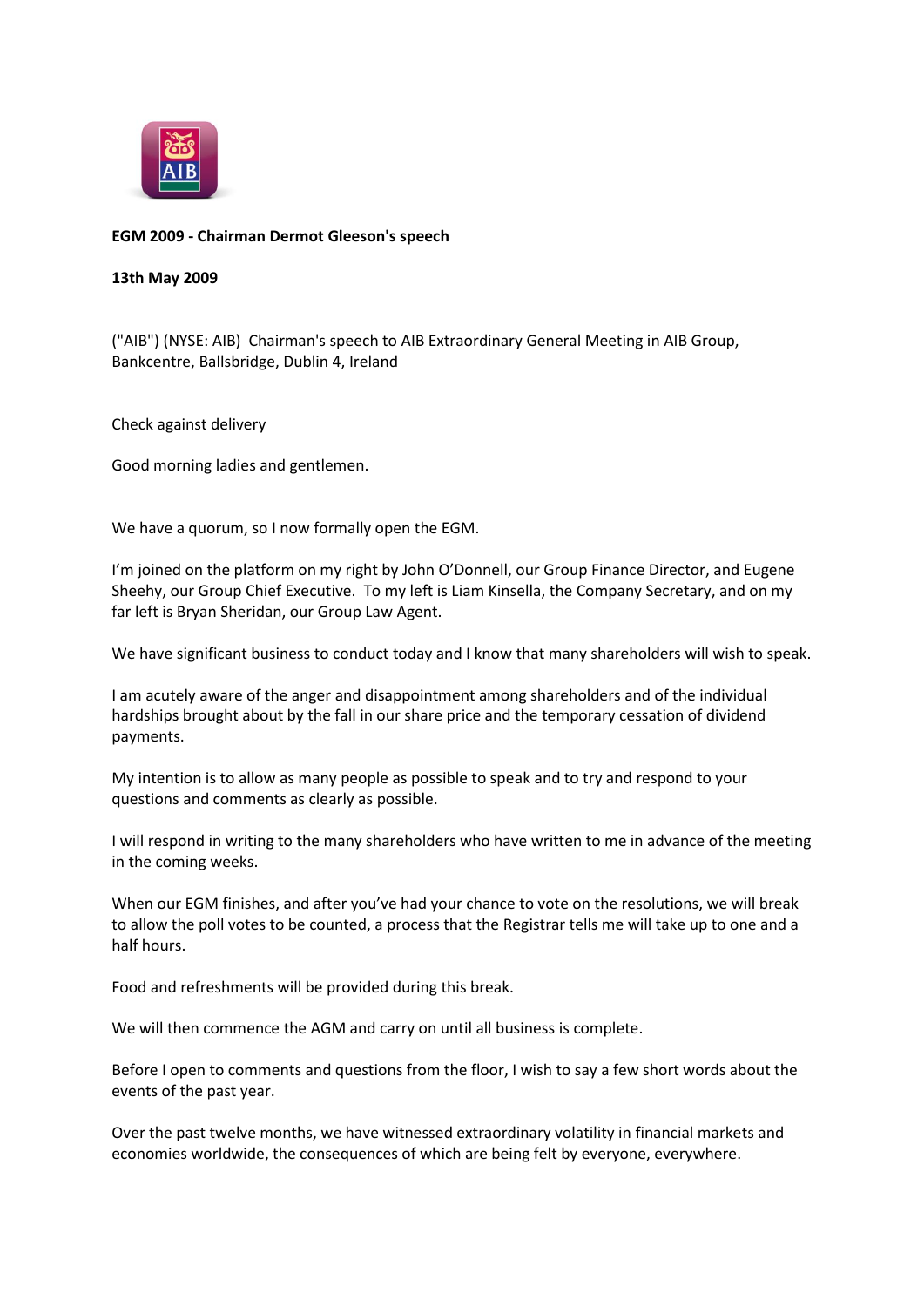**EGM 2009 - Chairman Dermot Gleeson's speech**

**13th May 2009**

("AIB") (NYSE: AIB) Chairman's speech to AIB Extraordinary General Meeting in AIB Group, Bankcentre, Ballsbridge, Dublin 4, Ireland

Check against delivery

Good morning ladies and gentlemen.

We have a quorum, so I now formally open the EGM.

I'm joined on the platform on my right by John O'Donnell, our Group Finance Director, and Eugene Sheehy, our Group Chief Executive. To my left is Liam Kinsella, the Company Secretary, and on my far left is Bryan Sheridan, our Group Law Agent.

We have significant business to conduct today and I know that many shareholders will wish to speak.

I am acutely aware of the anger and disappointment among shareholders and of the individual hardships brought about by the fall in our share price and the temporary cessation of dividend payments.

My intention is to allow as many people as possible to speak and to try and respond to your questions and comments as clearly as possible.

I will respond in writing to the many shareholders who have written to me in advance of the meeting in the coming weeks.

When our EGM finishes, and after you've had your chance to vote on the resolutions, we will break to allow the poll votes to be counted, a process that the Registrar tells me will take up to one and a half hours.

Food and refreshments will be provided during this break.

We will then commence the AGM and carry on until all business is complete.

Before I open to comments and questions from the floor, I wish to say a few short words about the events of the past year.

Over the past twelve months, we have witnessed extraordinary volatility in financial markets and economies worldwide, the consequences of which are being felt by everyone, everywhere.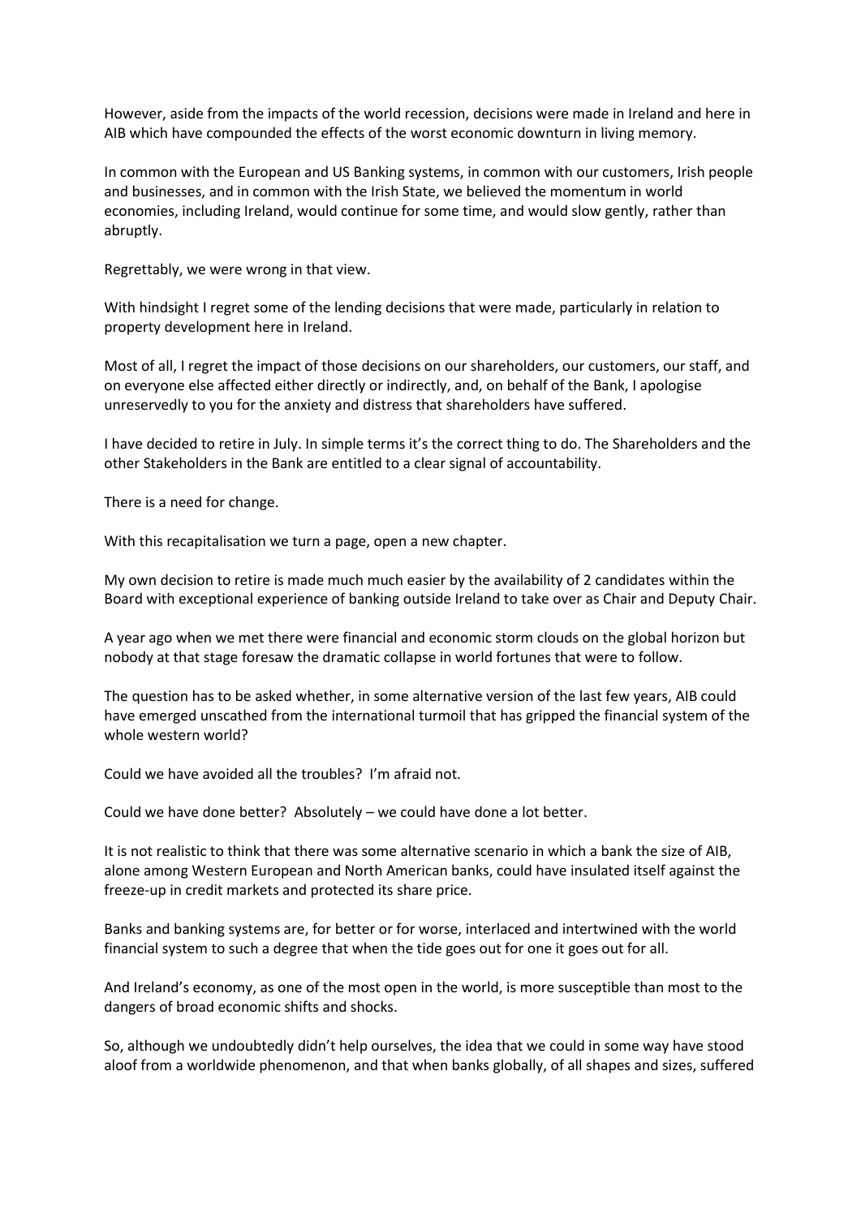However, aside from the impacts of the world recession, decisions were made in Ireland and here in AIB which have compounded the effects of the worst economic downturn in living memory.

In common with the European and US Banking systems, in common with our customers, Irish people and businesses, and in common with the Irish State, we believed the momentum in world economies, including Ireland, would continue for some time, and would slow gently, rather than abruptly.

Regrettably, we were wrong in that view.

With hindsight I regret some of the lending decisions that were made, particularly in relation to property development here in Ireland.

Most of all, I regret the impact of those decisions on our shareholders, our customers, our staff, and on everyone else affected either directly or indirectly, and, on behalf of the Bank, I apologise unreservedly to you for the anxiety and distress that shareholders have suffered.

I have decided to retire in July. In simple terms it's the correct thing to do. The Shareholders and the other Stakeholders in the Bank are entitled to a clear signal of accountability.

There is a need for change.

With this recapitalisation we turn a page, open a new chapter.

My own decision to retire is made much much easier by the availability of 2 candidates within the Board with exceptional experience of banking outside Ireland to take over as Chair and Deputy Chair.

A year ago when we met there were financial and economic storm clouds on the global horizon but nobody at that stage foresaw the dramatic collapse in world fortunes that were to follow.

The question has to be asked whether, in some alternative version of the last few years, AIB could have emerged unscathed from the international turmoil that has gripped the financial system of the whole western world?

Could we have avoided all the troubles? I'm afraid not.

Could we have done better? Absolutely – we could have done a lot better.

It is not realistic to think that there was some alternative scenario in which a bank the size of AIB, alone among Western European and North American banks, could have insulated itself against the freeze-up in credit markets and protected its share price.

Banks and banking systems are, for better or for worse, interlaced and intertwined with the world financial system to such a degree that when the tide goes out for one it goes out for all.

And Ireland's economy, as one of the most open in the world, is more susceptible than most to the dangers of broad economic shifts and shocks.

So, although we undoubtedly didn't help ourselves, the idea that we could in some way have stood aloof from a worldwide phenomenon, and that when banks globally, of all shapes and sizes, suffered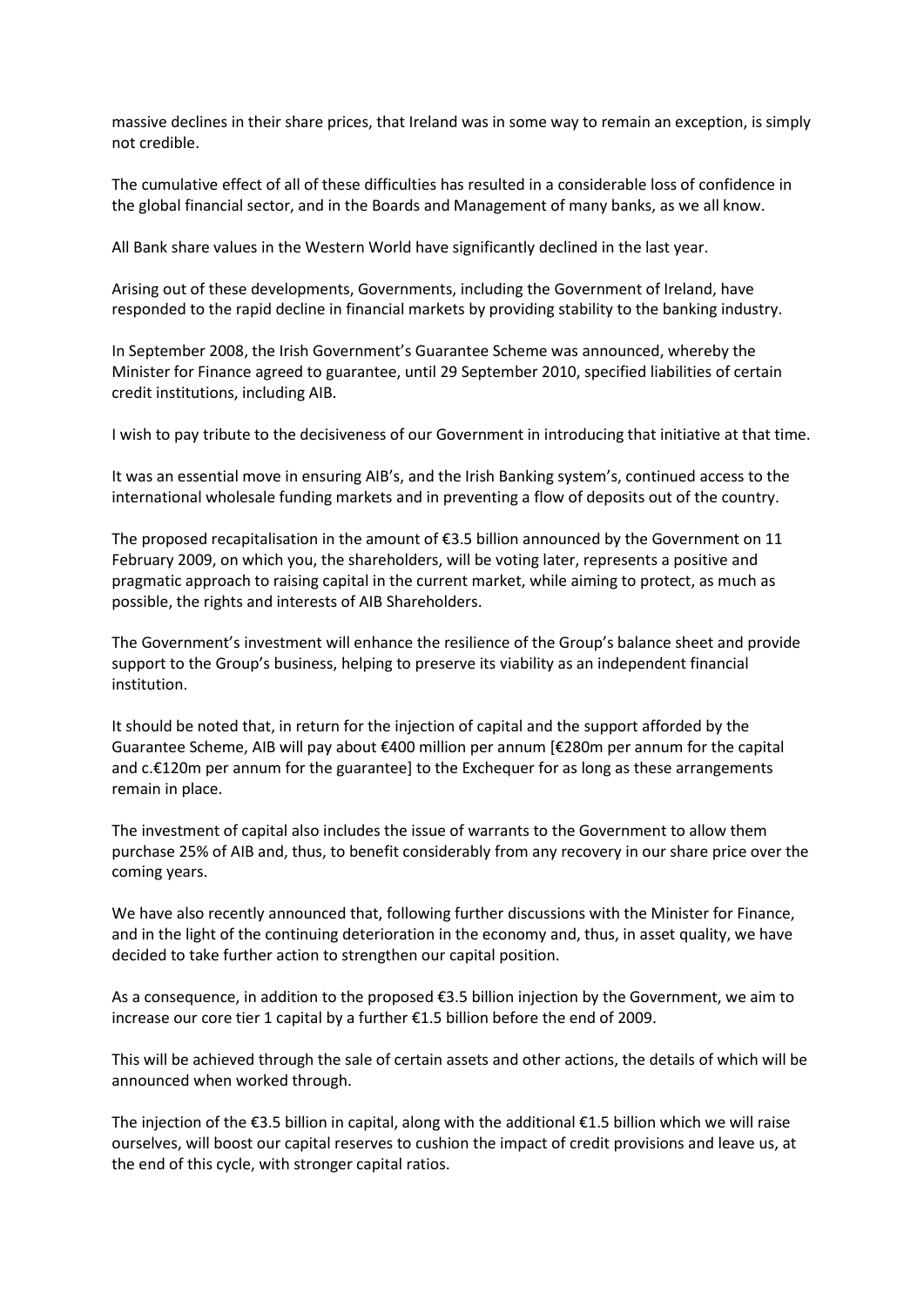massive declines in their share prices, that Ireland was in some way to remain an exception, is simply not credible.

The cumulative effect of all of these difficulties has resulted in a considerable loss of confidence in the global financial sector, and in the Boards and Management of many banks, as we all know.

All Bank share values in the Western World have significantly declined in the last year.

Arising out of these developments, Governments, including the Government of Ireland, have responded to the rapid decline in financial markets by providing stability to the banking industry.

In September 2008, the Irish Government's Guarantee Scheme was announced, whereby the Minister for Finance agreed to guarantee, until 29 September 2010, specified liabilities of certain credit institutions, including AIB.

I wish to pay tribute to the decisiveness of our Government in introducing that initiative at that time.

It was an essential move in ensuring AIB's, and the Irish Banking system's, continued access to the international wholesale funding markets and in preventing a flow of deposits out of the country.

The proposed recapitalisation in the amount of €3.5 billion announced by the Government on 11 February 2009, on which you, the shareholders, will be voting later, represents a positive and pragmatic approach to raising capital in the current market, while aiming to protect, as much as possible, the rights and interests of AIB Shareholders.

The Government's investment will enhance the resilience of the Group's balance sheet and provide support to the Group's business, helping to preserve its viability as an independent financial institution.

It should be noted that, in return for the injection of capital and the support afforded by the Guarantee Scheme, AIB will pay about €400 million per annum [€280m per annum for the capital and c.€120m per annum for the guarantee] to the Exchequer for as long as these arrangements remain in place.

The investment of capital also includes the issue of warrants to the Government to allow them purchase 25% of AIB and, thus, to benefit considerably from any recovery in our share price over the coming years.

We have also recently announced that, following further discussions with the Minister for Finance, and in the light of the continuing deterioration in the economy and, thus, in asset quality, we have decided to take further action to strengthen our capital position.

As a consequence, in addition to the proposed €3.5 billion injection by the Government, we aim to increase our core tier 1 capital by a further €1.5 billion before the end of 2009.

This will be achieved through the sale of certain assets and other actions, the details of which will be announced when worked through.

The injection of the €3.5 billion in capital, along with the additional €1.5 billion which we will raise ourselves, will boost our capital reserves to cushion the impact of credit provisions and leave us, at the end of this cycle, with stronger capital ratios.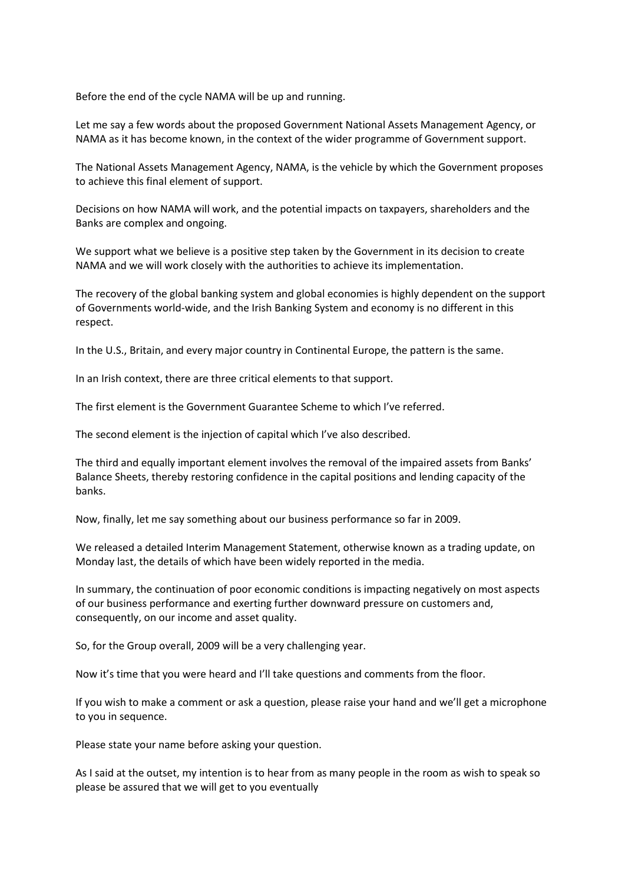Before the end of the cycle NAMA will be up and running.

Let me say a few words about the proposed Government National Assets Management Agency, or NAMA as it has become known, in the context of the wider programme of Government support.

The National Assets Management Agency, NAMA, is the vehicle by which the Government proposes to achieve this final element of support.

Decisions on how NAMA will work, and the potential impacts on taxpayers, shareholders and the Banks are complex and ongoing.

We support what we believe is a positive step taken by the Government in its decision to create NAMA and we will work closely with the authorities to achieve its implementation.

The recovery of the global banking system and global economies is highly dependent on the support of Governments world-wide, and the Irish Banking System and economy is no different in this respect.

In the U.S., Britain, and every major country in Continental Europe, the pattern is the same.

In an Irish context, there are three critical elements to that support.

The first element is the Government Guarantee Scheme to which I've referred.

The second element is the injection of capital which I've also described.

The third and equally important element involves the removal of the impaired assets from Banks' Balance Sheets, thereby restoring confidence in the capital positions and lending capacity of the banks.

Now, finally, let me say something about our business performance so far in 2009.

We released a detailed Interim Management Statement, otherwise known as a trading update, on Monday last, the details of which have been widely reported in the media.

In summary, the continuation of poor economic conditions is impacting negatively on most aspects of our business performance and exerting further downward pressure on customers and, consequently, on our income and asset quality.

So, for the Group overall, 2009 will be a very challenging year.

Now it's time that you were heard and I'll take questions and comments from the floor.

If you wish to make a comment or ask a question, please raise your hand and we'll get a microphone to you in sequence.

Please state your name before asking your question.

As I said at the outset, my intention is to hear from as many people in the room as wish to speak so please be assured that we will get to you eventually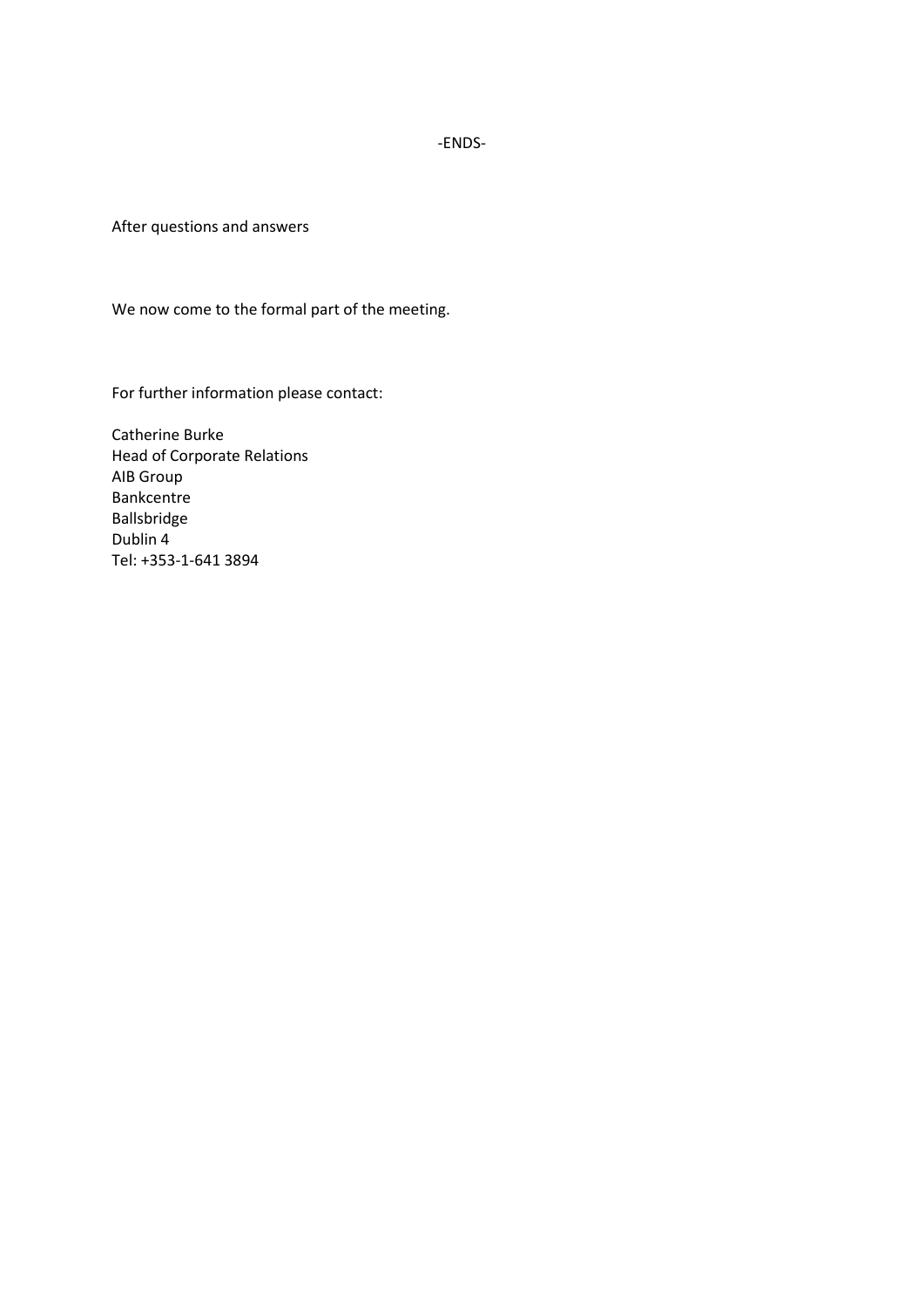-ENDS-

After questions and answers

We now come to the formal part of the meeting.

For further information please contact:

Catherine Burke
Head of Corporate Relations
AIB Group
Bankcentre
Ballsbridge
Dublin 4
Tel: +353-1-641 3894